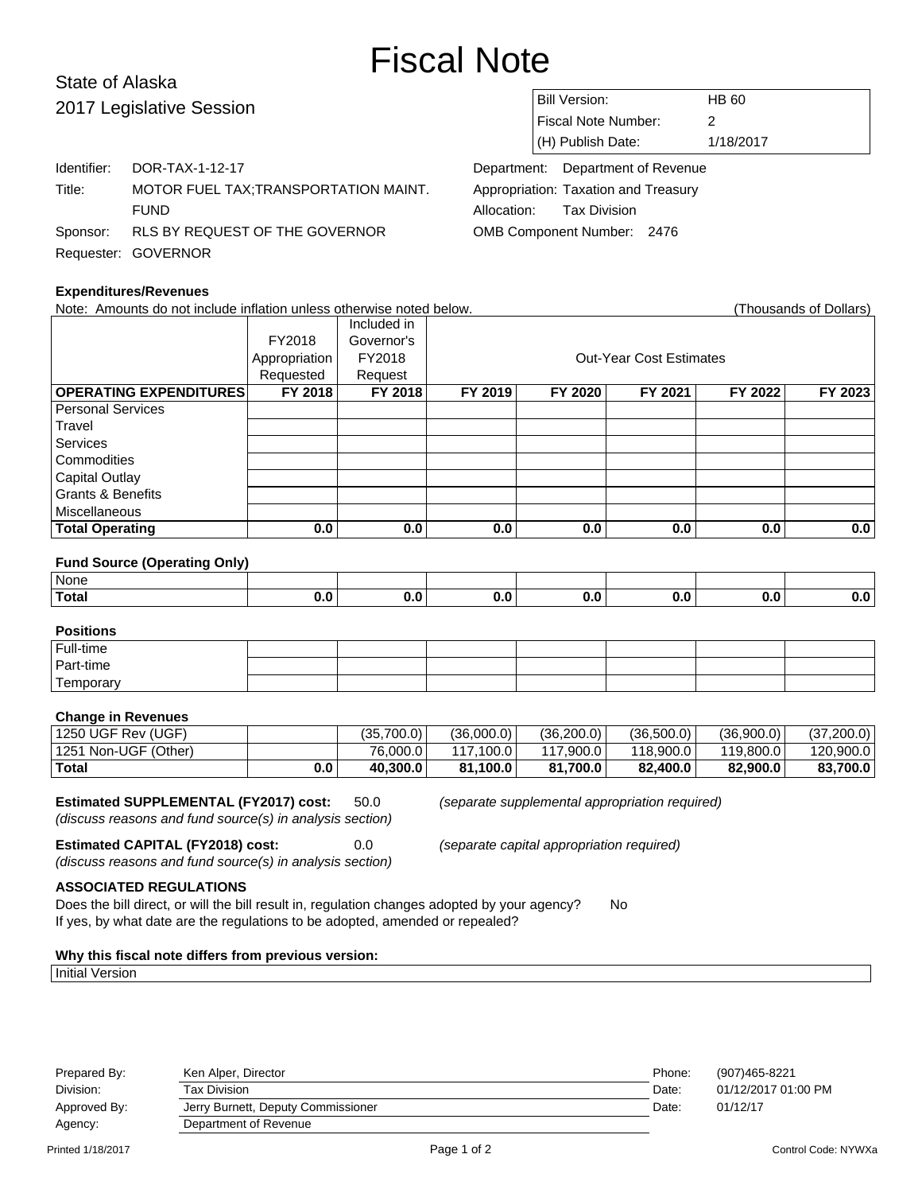# Fiscal Note

State of Alaska
2017 Legislative Session

| | |
|---|---|
| Bill Version: | HB 60 |
| Fiscal Note Number: | 2 |
| (H) Publish Date: | 1/18/2017 |

Identifier: DOR-TAX-1-12-17
Title: MOTOR FUEL TAX;TRANSPORTATION MAINT. FUND
Sponsor: RLS BY REQUEST OF THE GOVERNOR
Requester: GOVERNOR

Department: Department of Revenue
Appropriation: Taxation and Treasury
Allocation: Tax Division
OMB Component Number: 2476

### Expenditures/Revenues

Note: Amounts do not include inflation unless otherwise noted below. (Thousands of Dollars)

| | FY2018 Appropriation Requested | Included in Governor's FY2018 Request | Out-Year Cost Estimates | | | | |
|---|---|---|---|---|---|---|---|
| **OPERATING EXPENDITURES** | **FY 2018** | **FY 2018** | **FY 2019** | **FY 2020** | **FY 2021** | **FY 2022** | **FY 2023** |
| Personal Services | | | | | | | |
| Travel | | | | | | | |
| Services | | | | | | | |
| Commodities | | | | | | | |
| Capital Outlay | | | | | | | |
| Grants & Benefits | | | | | | | |
| Miscellaneous | | | | | | | |
| **Total Operating** | **0.0** | **0.0** | **0.0** | **0.0** | **0.0** | **0.0** | **0.0** |

### Fund Source (Operating Only)

| | | | | | | | |
|---|---|---|---|---|---|---|---|
| None | | | | | | | |
| **Total** | **0.0** | **0.0** | **0.0** | **0.0** | **0.0** | **0.0** | **0.0** |

### Positions

| | | | | | | | |
|---|---|---|---|---|---|---|---|
| Full-time | | | | | | | |
| Part-time | | | | | | | |
| Temporary | | | | | | | |

### Change in Revenues

| | | | | | | | |
|---|---|---|---|---|---|---|---|
| 1250 UGF Rev (UGF) | | (35,700.0) | (36,000.0) | (36,200.0) | (36,500.0) | (36,900.0) | (37,200.0) |
| 1251 Non-UGF (Other) | | 76,000.0 | 117,100.0 | 117,900.0 | 118,900.0 | 119,800.0 | 120,900.0 |
| **Total** | **0.0** | **40,300.0** | **81,100.0** | **81,700.0** | **82,400.0** | **82,900.0** | **83,700.0** |

**Estimated SUPPLEMENTAL (FY2017) cost:** 50.0 *(separate supplemental appropriation required)*
*(discuss reasons and fund source(s) in analysis section)*

**Estimated CAPITAL (FY2018) cost:** 0.0 *(separate capital appropriation required)*
*(discuss reasons and fund source(s) in analysis section)*

**ASSOCIATED REGULATIONS**

Does the bill direct, or will the bill result in, regulation changes adopted by your agency? No
If yes, by what date are the regulations to be adopted, amended or repealed?

**Why this fiscal note differs from previous version:**

Initial Version

| | | | |
|---|---|---|---|
| Prepared By: | Ken Alper, Director | Phone: | (907)465-8221 |
| Division: | Tax Division | Date: | 01/12/2017 01:00 PM |
| Approved By: | Jerry Burnett, Deputy Commissioner | Date: | 01/12/17 |
| Agency: | Department of Revenue | | |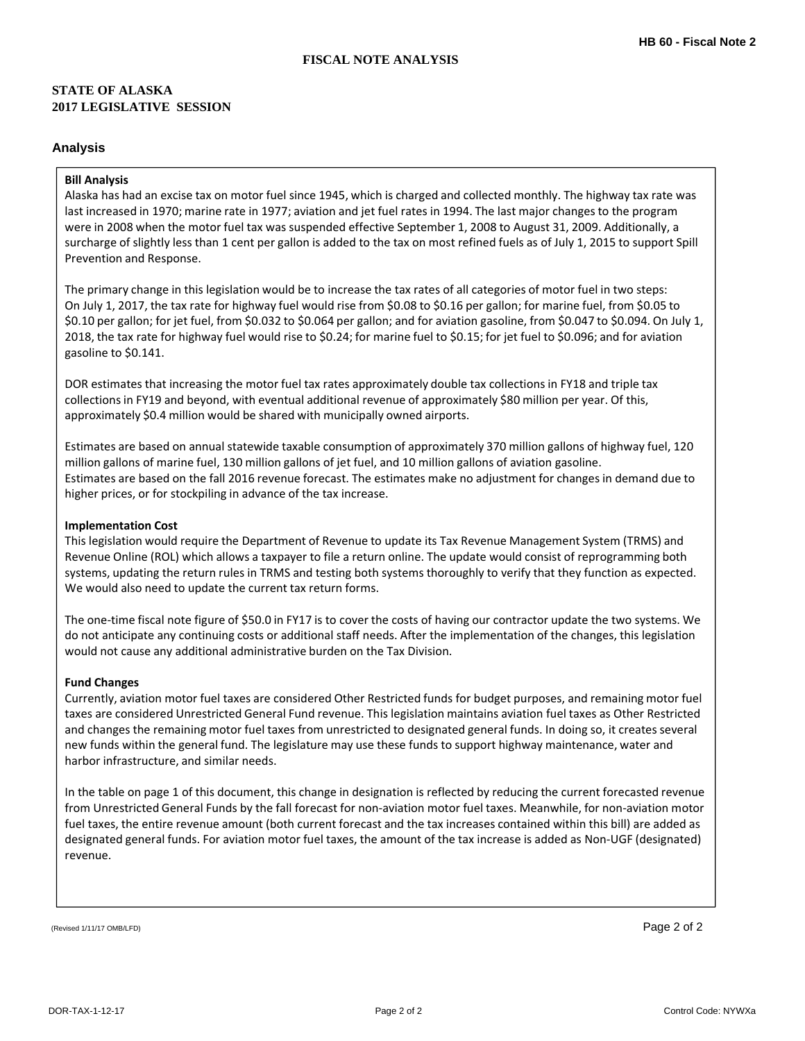**FISCAL NOTE ANALYSIS**

**STATE OF ALASKA**
**2017 LEGISLATIVE SESSION**

## Analysis

**Bill Analysis**

Alaska has had an excise tax on motor fuel since 1945, which is charged and collected monthly. The highway tax rate was last increased in 1970; marine rate in 1977; aviation and jet fuel rates in 1994. The last major changes to the program were in 2008 when the motor fuel tax was suspended effective September 1, 2008 to August 31, 2009. Additionally, a surcharge of slightly less than 1 cent per gallon is added to the tax on most refined fuels as of July 1, 2015 to support Spill Prevention and Response.

The primary change in this legislation would be to increase the tax rates of all categories of motor fuel in two steps: On July 1, 2017, the tax rate for highway fuel would rise from $0.08 to $0.16 per gallon; for marine fuel, from $0.05 to $0.10 per gallon; for jet fuel, from $0.032 to $0.064 per gallon; and for aviation gasoline, from $0.047 to $0.094. On July 1, 2018, the tax rate for highway fuel would rise to $0.24; for marine fuel to $0.15; for jet fuel to $0.096; and for aviation gasoline to $0.141.

DOR estimates that increasing the motor fuel tax rates approximately double tax collections in FY18 and triple tax collections in FY19 and beyond, with eventual additional revenue of approximately $80 million per year. Of this, approximately $0.4 million would be shared with municipally owned airports.

Estimates are based on annual statewide taxable consumption of approximately 370 million gallons of highway fuel, 120 million gallons of marine fuel, 130 million gallons of jet fuel, and 10 million gallons of aviation gasoline. Estimates are based on the fall 2016 revenue forecast. The estimates make no adjustment for changes in demand due to higher prices, or for stockpiling in advance of the tax increase.

**Implementation Cost**

This legislation would require the Department of Revenue to update its Tax Revenue Management System (TRMS) and Revenue Online (ROL) which allows a taxpayer to file a return online. The update would consist of reprogramming both systems, updating the return rules in TRMS and testing both systems thoroughly to verify that they function as expected. We would also need to update the current tax return forms.

The one-time fiscal note figure of $50.0 in FY17 is to cover the costs of having our contractor update the two systems. We do not anticipate any continuing costs or additional staff needs. After the implementation of the changes, this legislation would not cause any additional administrative burden on the Tax Division.

**Fund Changes**

Currently, aviation motor fuel taxes are considered Other Restricted funds for budget purposes, and remaining motor fuel taxes are considered Unrestricted General Fund revenue. This legislation maintains aviation fuel taxes as Other Restricted and changes the remaining motor fuel taxes from unrestricted to designated general funds. In doing so, it creates several new funds within the general fund. The legislature may use these funds to support highway maintenance, water and harbor infrastructure, and similar needs.

In the table on page 1 of this document, this change in designation is reflected by reducing the current forecasted revenue from Unrestricted General Funds by the fall forecast for non-aviation motor fuel taxes. Meanwhile, for non-aviation motor fuel taxes, the entire revenue amount (both current forecast and the tax increases contained within this bill) are added as designated general funds. For aviation motor fuel taxes, the amount of the tax increase is added as Non-UGF (designated) revenue.